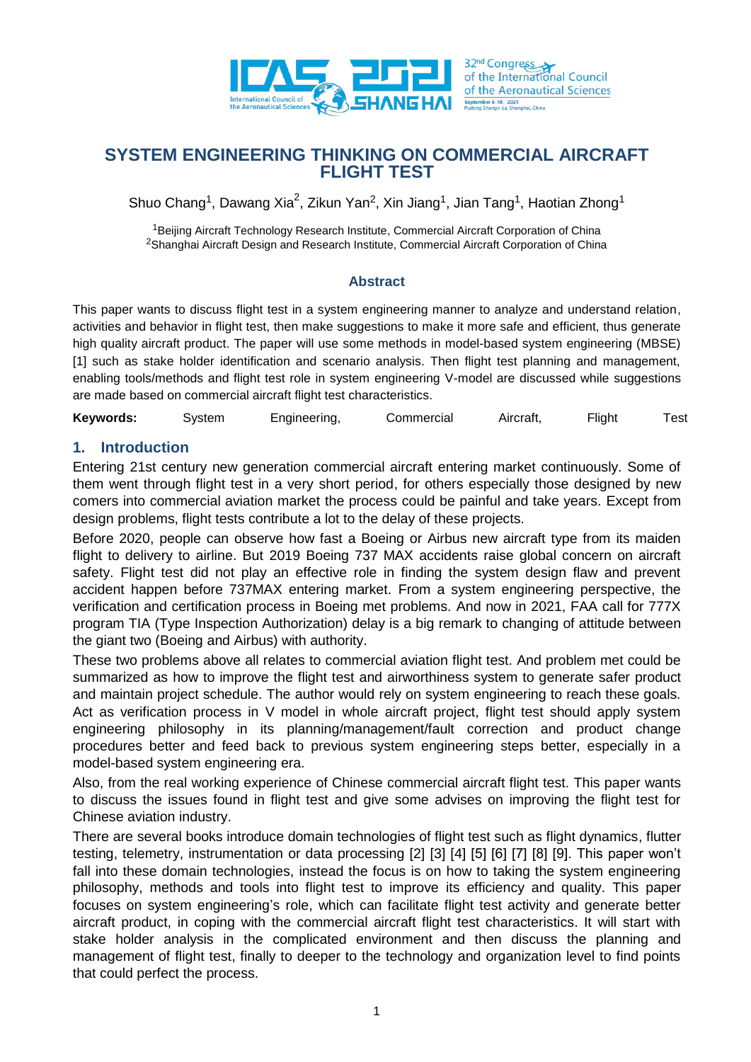# SYSTEM ENGINEERING THINKING ON COMMERCIAL AIRCRAFT FLIGHT TEST

Shuo Chang[1], Dawang Xia[2], Zikun Yan[2], Xin Jiang[1], Jian Tang[1], Haotian Zhong[1]

[1]Beijing Aircraft Technology Research Institute, Commercial Aircraft Corporation of China
[2]Shanghai Aircraft Design and Research Institute, Commercial Aircraft Corporation of China

## Abstract

This paper wants to discuss flight test in a system engineering manner to analyze and understand relation, activities and behavior in flight test, then make suggestions to make it more safe and efficient, thus generate high quality aircraft product. The paper will use some methods in model-based system engineering (MBSE) [1] such as stake holder identification and scenario analysis. Then flight test planning and management, enabling tools/methods and flight test role in system engineering V-model are discussed while suggestions are made based on commercial aircraft flight test characteristics.

**Keywords:** System Engineering, Commercial Aircraft, Flight Test

## 1. Introduction

Entering 21st century new generation commercial aircraft entering market continuously. Some of them went through flight test in a very short period, for others especially those designed by new comers into commercial aviation market the process could be painful and take years. Except from design problems, flight tests contribute a lot to the delay of these projects.

Before 2020, people can observe how fast a Boeing or Airbus new aircraft type from its maiden flight to delivery to airline. But 2019 Boeing 737 MAX accidents raise global concern on aircraft safety. Flight test did not play an effective role in finding the system design flaw and prevent accident happen before 737MAX entering market. From a system engineering perspective, the verification and certification process in Boeing met problems. And now in 2021, FAA call for 777X program TIA (Type Inspection Authorization) delay is a big remark to changing of attitude between the giant two (Boeing and Airbus) with authority.

These two problems above all relates to commercial aviation flight test. And problem met could be summarized as how to improve the flight test and airworthiness system to generate safer product and maintain project schedule. The author would rely on system engineering to reach these goals. Act as verification process in V model in whole aircraft project, flight test should apply system engineering philosophy in its planning/management/fault correction and product change procedures better and feed back to previous system engineering steps better, especially in a model-based system engineering era.

Also, from the real working experience of Chinese commercial aircraft flight test. This paper wants to discuss the issues found in flight test and give some advises on improving the flight test for Chinese aviation industry.

There are several books introduce domain technologies of flight test such as flight dynamics, flutter testing, telemetry, instrumentation or data processing [2] [3] [4] [5] [6] [7] [8] [9]. This paper won't fall into these domain technologies, instead the focus is on how to taking the system engineering philosophy, methods and tools into flight test to improve its efficiency and quality. This paper focuses on system engineering's role, which can facilitate flight test activity and generate better aircraft product, in coping with the commercial aircraft flight test characteristics. It will start with stake holder analysis in the complicated environment and then discuss the planning and management of flight test, finally to deeper to the technology and organization level to find points that could perfect the process.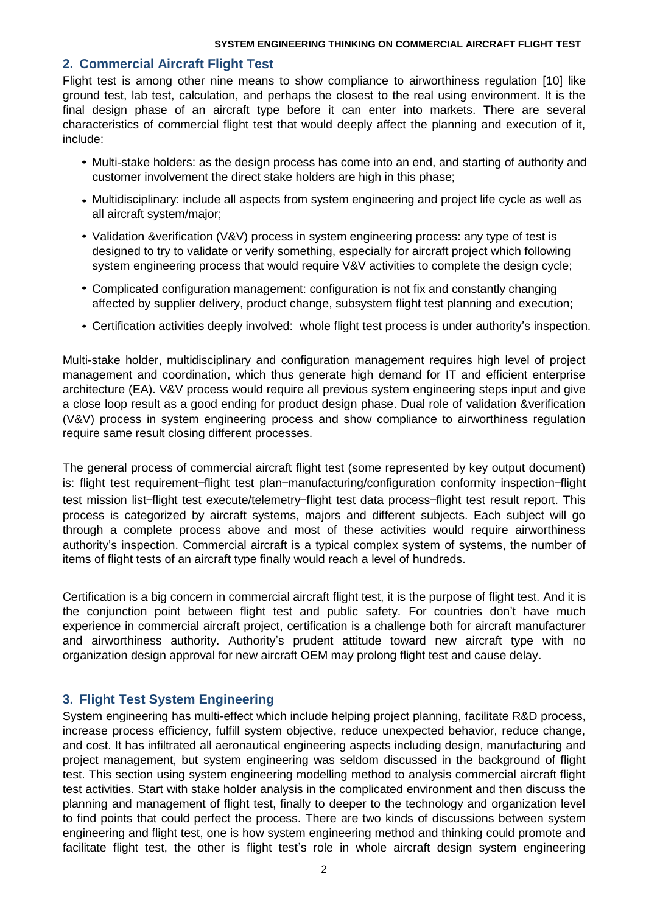## 2. Commercial Aircraft Flight Test

Flight test is among other nine means to show compliance to airworthiness regulation [10] like ground test, lab test, calculation, and perhaps the closest to the real using environment. It is the final design phase of an aircraft type before it can enter into markets. There are several characteristics of commercial flight test that would deeply affect the planning and execution of it, include:

- Multi-stake holders: as the design process has come into an end, and starting of authority and customer involvement the direct stake holders are high in this phase;
- Multidisciplinary: include all aspects from system engineering and project life cycle as well as all aircraft system/major;
- Validation &verification (V&V) process in system engineering process: any type of test is designed to try to validate or verify something, especially for aircraft project which following system engineering process that would require V&V activities to complete the design cycle;
- Complicated configuration management: configuration is not fix and constantly changing affected by supplier delivery, product change, subsystem flight test planning and execution;
- Certification activities deeply involved: whole flight test process is under authority's inspection.

Multi-stake holder, multidisciplinary and configuration management requires high level of project management and coordination, which thus generate high demand for IT and efficient enterprise architecture (EA). V&V process would require all previous system engineering steps input and give a close loop result as a good ending for product design phase. Dual role of validation &verification (V&V) process in system engineering process and show compliance to airworthiness regulation require same result closing different processes.

The general process of commercial aircraft flight test (some represented by key output document) is: flight test requirement–flight test plan–manufacturing/configuration conformity inspection–flight test mission list–flight test execute/telemetry–flight test data process–flight test result report. This process is categorized by aircraft systems, majors and different subjects. Each subject will go through a complete process above and most of these activities would require airworthiness authority's inspection. Commercial aircraft is a typical complex system of systems, the number of items of flight tests of an aircraft type finally would reach a level of hundreds.

Certification is a big concern in commercial aircraft flight test, it is the purpose of flight test. And it is the conjunction point between flight test and public safety. For countries don't have much experience in commercial aircraft project, certification is a challenge both for aircraft manufacturer and airworthiness authority. Authority's prudent attitude toward new aircraft type with no organization design approval for new aircraft OEM may prolong flight test and cause delay.

## 3. Flight Test System Engineering

System engineering has multi-effect which include helping project planning, facilitate R&D process, increase process efficiency, fulfill system objective, reduce unexpected behavior, reduce change, and cost. It has infiltrated all aeronautical engineering aspects including design, manufacturing and project management, but system engineering was seldom discussed in the background of flight test. This section using system engineering modelling method to analysis commercial aircraft flight test activities. Start with stake holder analysis in the complicated environment and then discuss the planning and management of flight test, finally to deeper to the technology and organization level to find points that could perfect the process. There are two kinds of discussions between system engineering and flight test, one is how system engineering method and thinking could promote and facilitate flight test, the other is flight test's role in whole aircraft design system engineering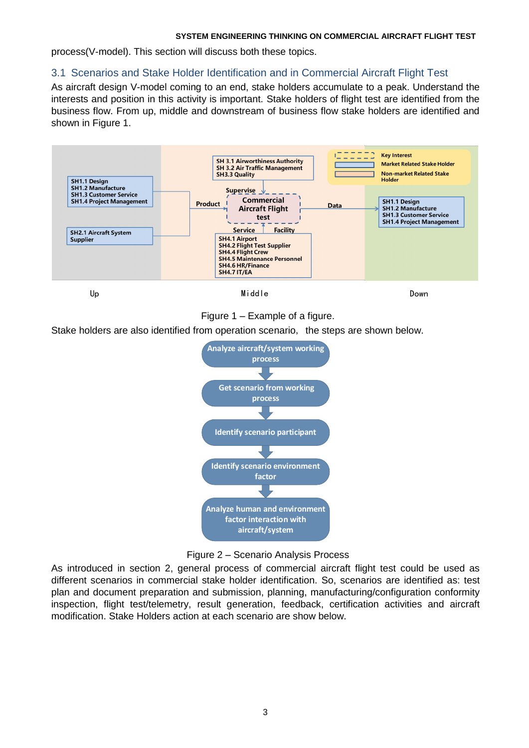process(V-model). This section will discuss both these topics.

## 3.1 Scenarios and Stake Holder Identification and in Commercial Aircraft Flight Test

As aircraft design V-model coming to an end, stake holders accumulate to a peak. Understand the interests and position in this activity is important. Stake holders of flight test are identified from the business flow. From up, middle and downstream of business flow stake holders are identified and shown in Figure 1.

Figure 1 – Example of a figure.

Stake holders are also identified from operation scenario, the steps are shown below.

Figure 2 – Scenario Analysis Process

As introduced in section 2, general process of commercial aircraft flight test could be used as different scenarios in commercial stake holder identification. So, scenarios are identified as: test plan and document preparation and submission, planning, manufacturing/configuration conformity inspection, flight test/telemetry, result generation, feedback, certification activities and aircraft modification. Stake Holders action at each scenario are show below.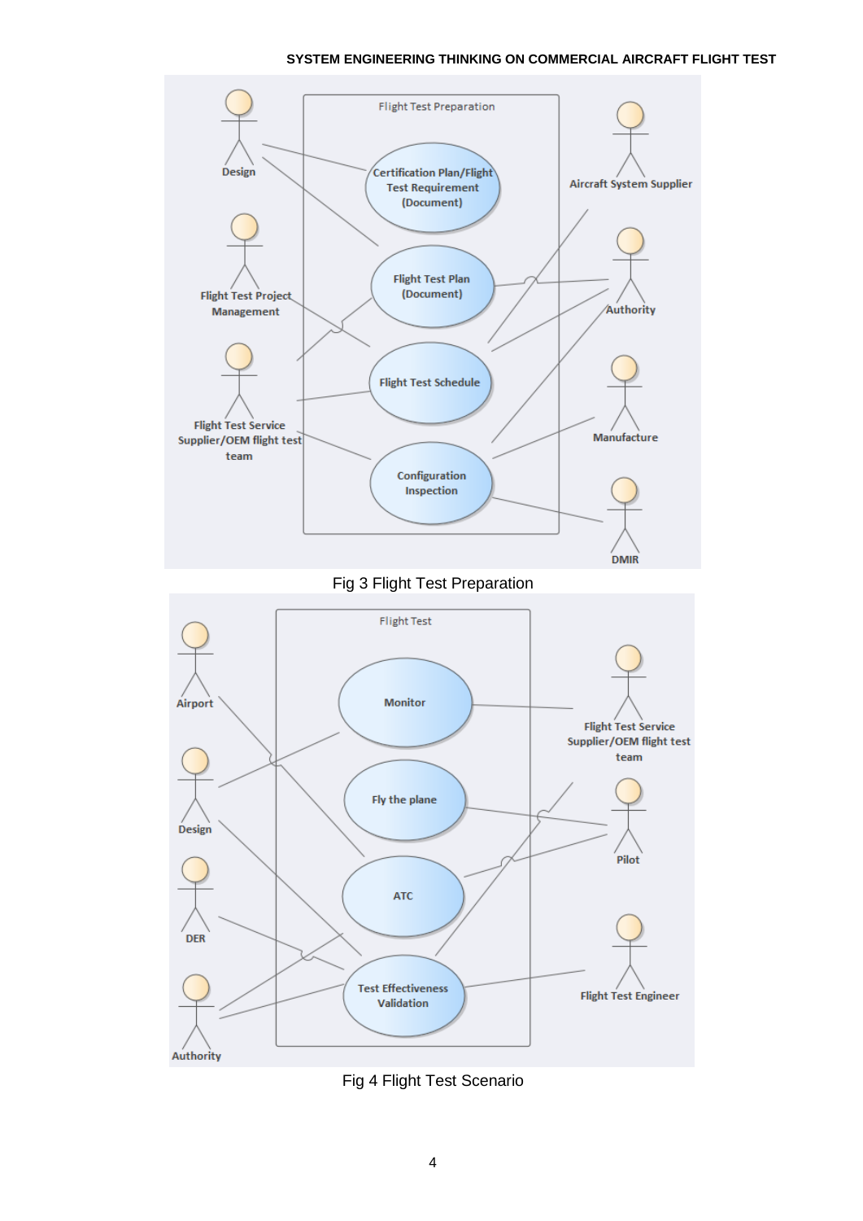Fig 3 Flight Test Preparation

Fig 4 Flight Test Scenario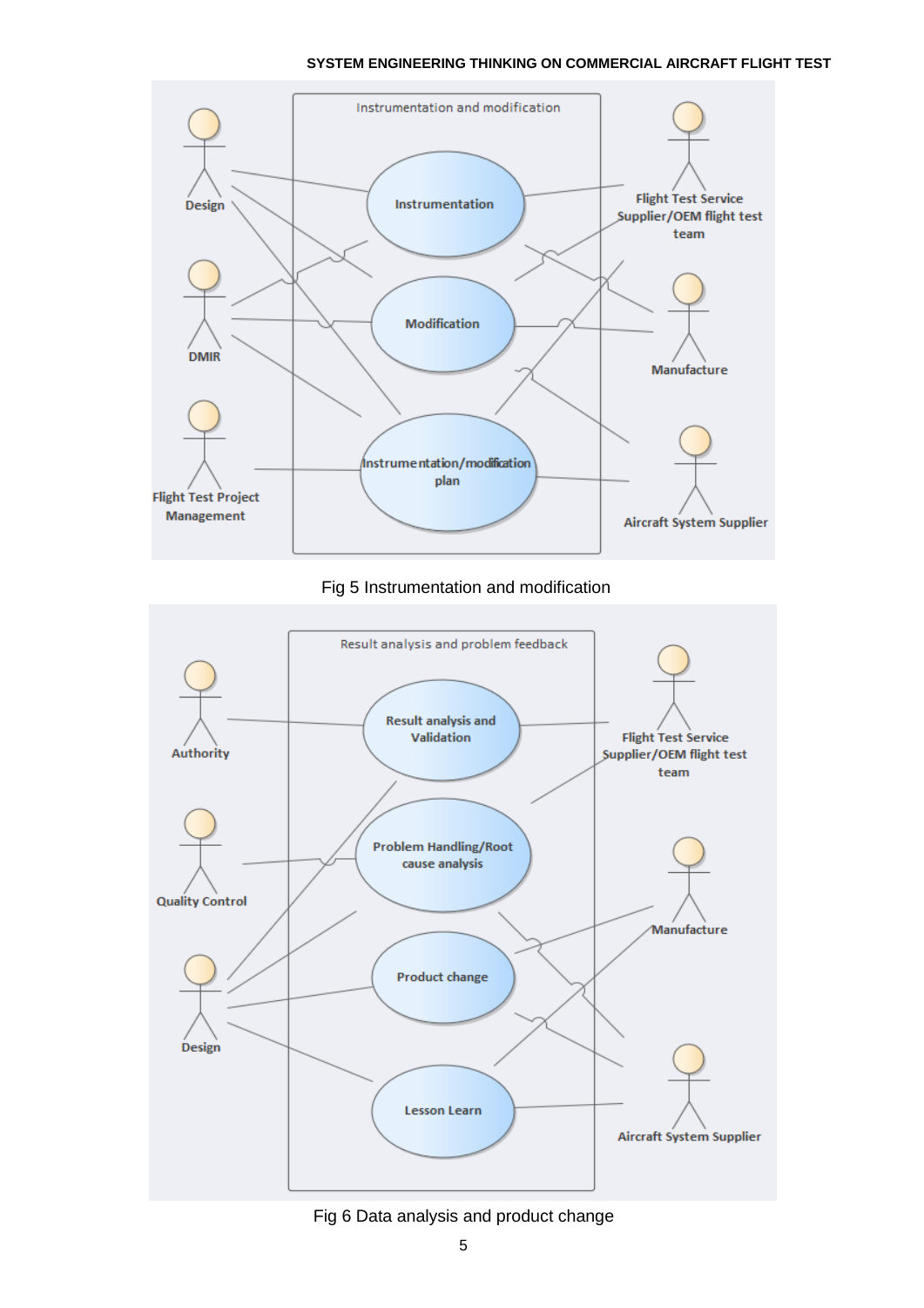Fig 5 Instrumentation and modification

Fig 6 Data analysis and product change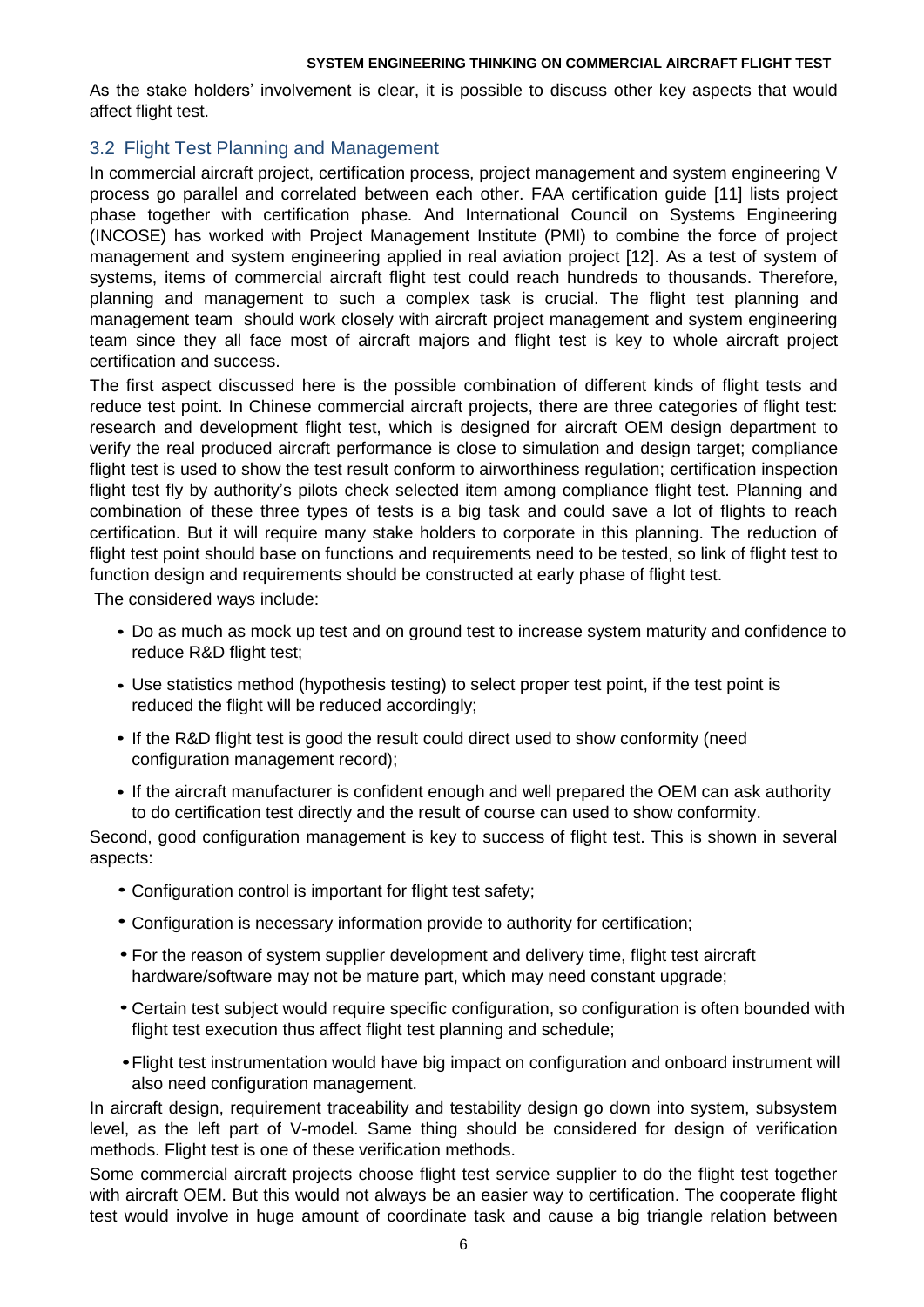As the stake holders' involvement is clear, it is possible to discuss other key aspects that would affect flight test.

## 3.2 Flight Test Planning and Management

In commercial aircraft project, certification process, project management and system engineering V process go parallel and correlated between each other. FAA certification guide [11] lists project phase together with certification phase. And International Council on Systems Engineering (INCOSE) has worked with Project Management Institute (PMI) to combine the force of project management and system engineering applied in real aviation project [12]. As a test of system of systems, items of commercial aircraft flight test could reach hundreds to thousands. Therefore, planning and management to such a complex task is crucial. The flight test planning and management team should work closely with aircraft project management and system engineering team since they all face most of aircraft majors and flight test is key to whole aircraft project certification and success.

The first aspect discussed here is the possible combination of different kinds of flight tests and reduce test point. In Chinese commercial aircraft projects, there are three categories of flight test: research and development flight test, which is designed for aircraft OEM design department to verify the real produced aircraft performance is close to simulation and design target; compliance flight test is used to show the test result conform to airworthiness regulation; certification inspection flight test fly by authority's pilots check selected item among compliance flight test. Planning and combination of these three types of tests is a big task and could save a lot of flights to reach certification. But it will require many stake holders to corporate in this planning. The reduction of flight test point should base on functions and requirements need to be tested, so link of flight test to function design and requirements should be constructed at early phase of flight test.

The considered ways include:

- Do as much as mock up test and on ground test to increase system maturity and confidence to reduce R&D flight test;
- Use statistics method (hypothesis testing) to select proper test point, if the test point is reduced the flight will be reduced accordingly;
- If the R&D flight test is good the result could direct used to show conformity (need configuration management record);
- If the aircraft manufacturer is confident enough and well prepared the OEM can ask authority to do certification test directly and the result of course can used to show conformity.

Second, good configuration management is key to success of flight test. This is shown in several aspects:

- Configuration control is important for flight test safety;
- Configuration is necessary information provide to authority for certification;
- For the reason of system supplier development and delivery time, flight test aircraft hardware/software may not be mature part, which may need constant upgrade;
- Certain test subject would require specific configuration, so configuration is often bounded with flight test execution thus affect flight test planning and schedule;
- Flight test instrumentation would have big impact on configuration and onboard instrument will also need configuration management.

In aircraft design, requirement traceability and testability design go down into system, subsystem level, as the left part of V-model. Same thing should be considered for design of verification methods. Flight test is one of these verification methods.

Some commercial aircraft projects choose flight test service supplier to do the flight test together with aircraft OEM. But this would not always be an easier way to certification. The cooperate flight test would involve in huge amount of coordinate task and cause a big triangle relation between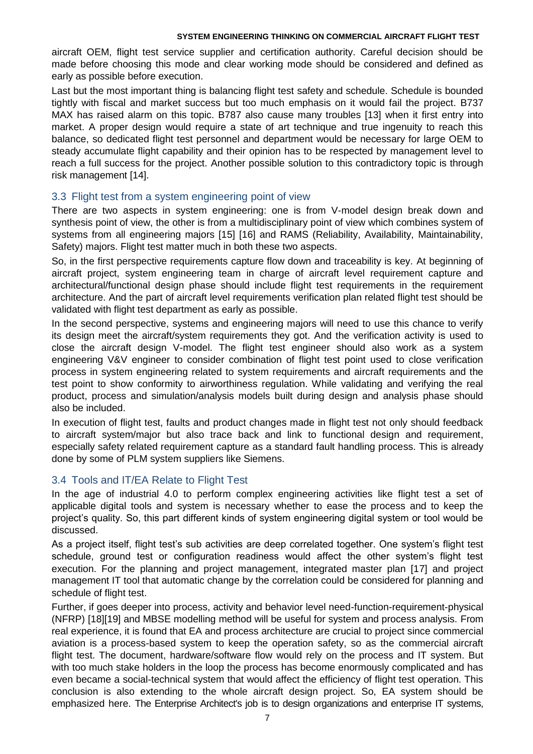aircraft OEM, flight test service supplier and certification authority. Careful decision should be made before choosing this mode and clear working mode should be considered and defined as early as possible before execution.

Last but the most important thing is balancing flight test safety and schedule. Schedule is bounded tightly with fiscal and market success but too much emphasis on it would fail the project. B737 MAX has raised alarm on this topic. B787 also cause many troubles [13] when it first entry into market. A proper design would require a state of art technique and true ingenuity to reach this balance, so dedicated flight test personnel and department would be necessary for large OEM to steady accumulate flight capability and their opinion has to be respected by management level to reach a full success for the project. Another possible solution to this contradictory topic is through risk management [14].

## 3.3 Flight test from a system engineering point of view

There are two aspects in system engineering: one is from V-model design break down and synthesis point of view, the other is from a multidisciplinary point of view which combines system of systems from all engineering majors [15] [16] and RAMS (Reliability, Availability, Maintainability, Safety) majors. Flight test matter much in both these two aspects.

So, in the first perspective requirements capture flow down and traceability is key. At beginning of aircraft project, system engineering team in charge of aircraft level requirement capture and architectural/functional design phase should include flight test requirements in the requirement architecture. And the part of aircraft level requirements verification plan related flight test should be validated with flight test department as early as possible.

In the second perspective, systems and engineering majors will need to use this chance to verify its design meet the aircraft/system requirements they got. And the verification activity is used to close the aircraft design V-model. The flight test engineer should also work as a system engineering V&V engineer to consider combination of flight test point used to close verification process in system engineering related to system requirements and aircraft requirements and the test point to show conformity to airworthiness regulation. While validating and verifying the real product, process and simulation/analysis models built during design and analysis phase should also be included.

In execution of flight test, faults and product changes made in flight test not only should feedback to aircraft system/major but also trace back and link to functional design and requirement, especially safety related requirement capture as a standard fault handling process. This is already done by some of PLM system suppliers like Siemens.

## 3.4 Tools and IT/EA Relate to Flight Test

In the age of industrial 4.0 to perform complex engineering activities like flight test a set of applicable digital tools and system is necessary whether to ease the process and to keep the project's quality. So, this part different kinds of system engineering digital system or tool would be discussed.

As a project itself, flight test's sub activities are deep correlated together. One system's flight test schedule, ground test or configuration readiness would affect the other system's flight test execution. For the planning and project management, integrated master plan [17] and project management IT tool that automatic change by the correlation could be considered for planning and schedule of flight test.

Further, if goes deeper into process, activity and behavior level need-function-requirement-physical (NFRP) [18][19] and MBSE modelling method will be useful for system and process analysis. From real experience, it is found that EA and process architecture are crucial to project since commercial aviation is a process-based system to keep the operation safety, so as the commercial aircraft flight test. The document, hardware/software flow would rely on the process and IT system. But with too much stake holders in the loop the process has become enormously complicated and has even became a social-technical system that would affect the efficiency of flight test operation. This conclusion is also extending to the whole aircraft design project. So, EA system should be emphasized here. The Enterprise Architect's job is to design organizations and enterprise IT systems,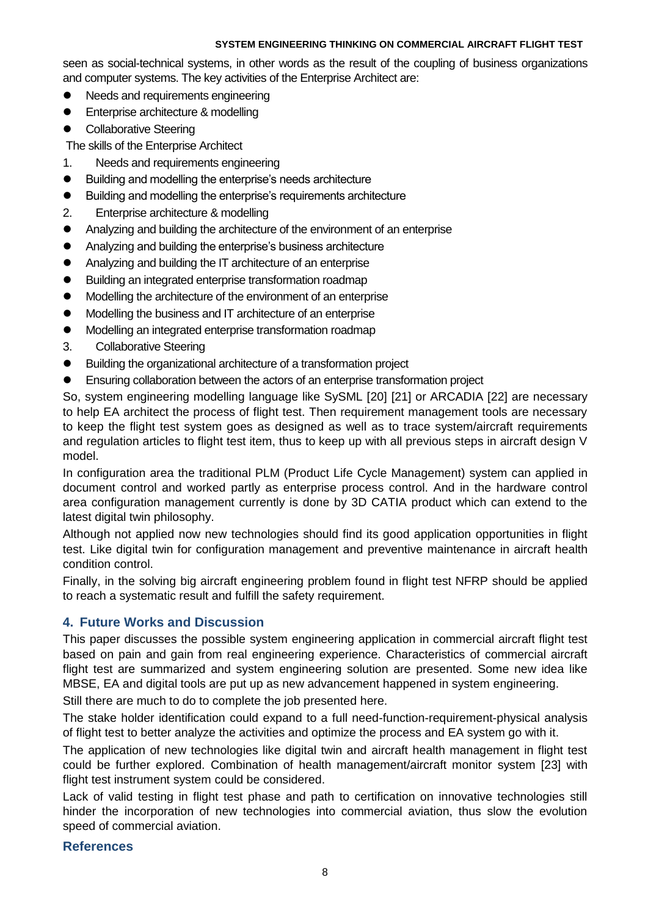seen as social-technical systems, in other words as the result of the coupling of business organizations and computer systems. The key activities of the Enterprise Architect are:

- Needs and requirements engineering
- Enterprise architecture & modelling
- Collaborative Steering

The skills of the Enterprise Architect

1. Needs and requirements engineering

- Building and modelling the enterprise's needs architecture
- Building and modelling the enterprise's requirements architecture

2. Enterprise architecture & modelling

- Analyzing and building the architecture of the environment of an enterprise
- Analyzing and building the enterprise's business architecture
- Analyzing and building the IT architecture of an enterprise
- Building an integrated enterprise transformation roadmap
- Modelling the architecture of the environment of an enterprise
- Modelling the business and IT architecture of an enterprise
- Modelling an integrated enterprise transformation roadmap

3. Collaborative Steering

- Building the organizational architecture of a transformation project
- Ensuring collaboration between the actors of an enterprise transformation project

So, system engineering modelling language like SySML [20] [21] or ARCADIA [22] are necessary to help EA architect the process of flight test. Then requirement management tools are necessary to keep the flight test system goes as designed as well as to trace system/aircraft requirements and regulation articles to flight test item, thus to keep up with all previous steps in aircraft design V model.

In configuration area the traditional PLM (Product Life Cycle Management) system can applied in document control and worked partly as enterprise process control. And in the hardware control area configuration management currently is done by 3D CATIA product which can extend to the latest digital twin philosophy.

Although not applied now new technologies should find its good application opportunities in flight test. Like digital twin for configuration management and preventive maintenance in aircraft health condition control.

Finally, in the solving big aircraft engineering problem found in flight test NFRP should be applied to reach a systematic result and fulfill the safety requirement.

## 4. Future Works and Discussion

This paper discusses the possible system engineering application in commercial aircraft flight test based on pain and gain from real engineering experience. Characteristics of commercial aircraft flight test are summarized and system engineering solution are presented. Some new idea like MBSE, EA and digital tools are put up as new advancement happened in system engineering.

Still there are much to do to complete the job presented here.

The stake holder identification could expand to a full need-function-requirement-physical analysis of flight test to better analyze the activities and optimize the process and EA system go with it.

The application of new technologies like digital twin and aircraft health management in flight test could be further explored. Combination of health management/aircraft monitor system [23] with flight test instrument system could be considered.

Lack of valid testing in flight test phase and path to certification on innovative technologies still hinder the incorporation of new technologies into commercial aviation, thus slow the evolution speed of commercial aviation.

## References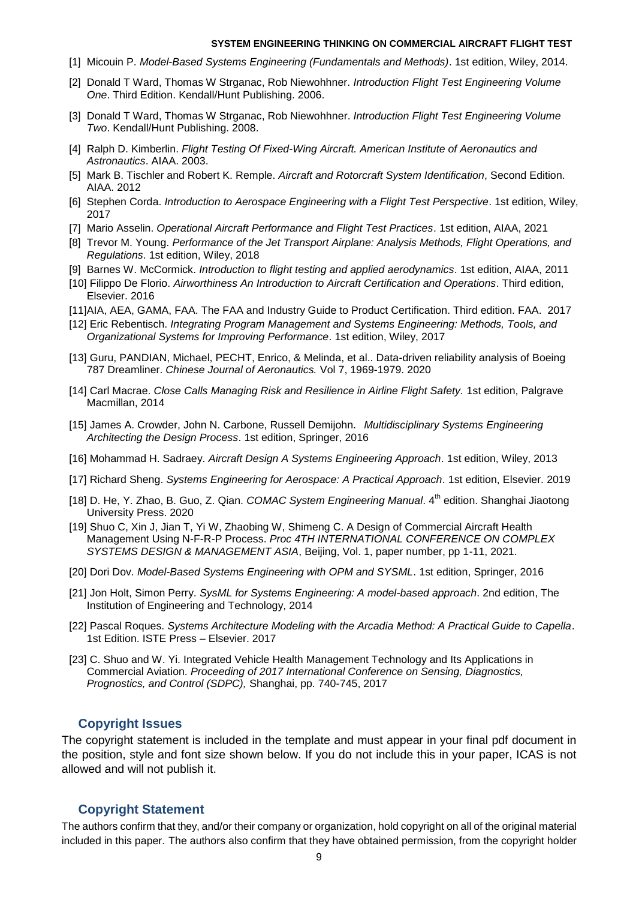[1] Micouin P. *Model-Based Systems Engineering (Fundamentals and Methods)*. 1st edition, Wiley, 2014.

[2] Donald T Ward, Thomas W Strganac, Rob Niewohhner. *Introduction Flight Test Engineering Volume One*. Third Edition. Kendall/Hunt Publishing. 2006.

[3] Donald T Ward, Thomas W Strganac, Rob Niewohhner. *Introduction Flight Test Engineering Volume Two*. Kendall/Hunt Publishing. 2008.

[4] Ralph D. Kimberlin. *Flight Testing Of Fixed-Wing Aircraft. American Institute of Aeronautics and Astronautics*. AIAA. 2003.

[5] Mark B. Tischler and Robert K. Remple. *Aircraft and Rotorcraft System Identification*, Second Edition. AIAA. 2012

[6] Stephen Corda. *Introduction to Aerospace Engineering with a Flight Test Perspective*. 1st edition, Wiley, 2017

[7] Mario Asselin. *Operational Aircraft Performance and Flight Test Practices*. 1st edition, AIAA, 2021

[8] Trevor M. Young. *Performance of the Jet Transport Airplane: Analysis Methods, Flight Operations, and Regulations*. 1st edition, Wiley, 2018

[9] Barnes W. McCormick. *Introduction to flight testing and applied aerodynamics*. 1st edition, AIAA, 2011

[10] Filippo De Florio. *Airworthiness An Introduction to Aircraft Certification and Operations*. Third edition, Elsevier. 2016

[11]AIA, AEA, GAMA, FAA. The FAA and Industry Guide to Product Certification. Third edition. FAA. 2017

[12] Eric Rebentisch. *Integrating Program Management and Systems Engineering: Methods, Tools, and Organizational Systems for Improving Performance*. 1st edition, Wiley, 2017

[13] Guru, PANDIAN, Michael, PECHT, Enrico, & Melinda, et al.. Data-driven reliability analysis of Boeing 787 Dreamliner. *Chinese Journal of Aeronautics.* Vol 7, 1969-1979. 2020

[14] Carl Macrae. *Close Calls Managing Risk and Resilience in Airline Flight Safety.* 1st edition, Palgrave Macmillan, 2014

[15] James A. Crowder, John N. Carbone, Russell Demijohn. *Multidisciplinary Systems Engineering Architecting the Design Process*. 1st edition, Springer, 2016

[16] Mohammad H. Sadraey. *Aircraft Design A Systems Engineering Approach*. 1st edition, Wiley, 2013

[17] Richard Sheng. *Systems Engineering for Aerospace: A Practical Approach*. 1st edition, Elsevier. 2019

[18] D. He, Y. Zhao, B. Guo, Z. Qian. *COMAC System Engineering Manual*. 4th edition. Shanghai Jiaotong University Press. 2020

[19] Shuo C, Xin J, Jian T, Yi W, Zhaobing W, Shimeng C. A Design of Commercial Aircraft Health Management Using N-F-R-P Process. *Proc 4TH INTERNATIONAL CONFERENCE ON COMPLEX SYSTEMS DESIGN & MANAGEMENT ASIA*, Beijing, Vol. 1, paper number, pp 1-11, 2021.

[20] Dori Dov. *Model-Based Systems Engineering with OPM and SYSML*. 1st edition, Springer, 2016

[21] Jon Holt, Simon Perry. *SysML for Systems Engineering: A model-based approach*. 2nd edition, The Institution of Engineering and Technology, 2014

[22] Pascal Roques. *Systems Architecture Modeling with the Arcadia Method: A Practical Guide to Capella*. 1st Edition. ISTE Press – Elsevier. 2017

[23] C. Shuo and W. Yi. Integrated Vehicle Health Management Technology and Its Applications in Commercial Aviation. *Proceeding of 2017 International Conference on Sensing, Diagnostics, Prognostics, and Control (SDPC),* Shanghai, pp. 740-745, 2017

## Copyright Issues

The copyright statement is included in the template and must appear in your final pdf document in the position, style and font size shown below. If you do not include this in your paper, ICAS is not allowed and will not publish it.

## Copyright Statement

The authors confirm that they, and/or their company or organization, hold copyright on all of the original material included in this paper. The authors also confirm that they have obtained permission, from the copyright holder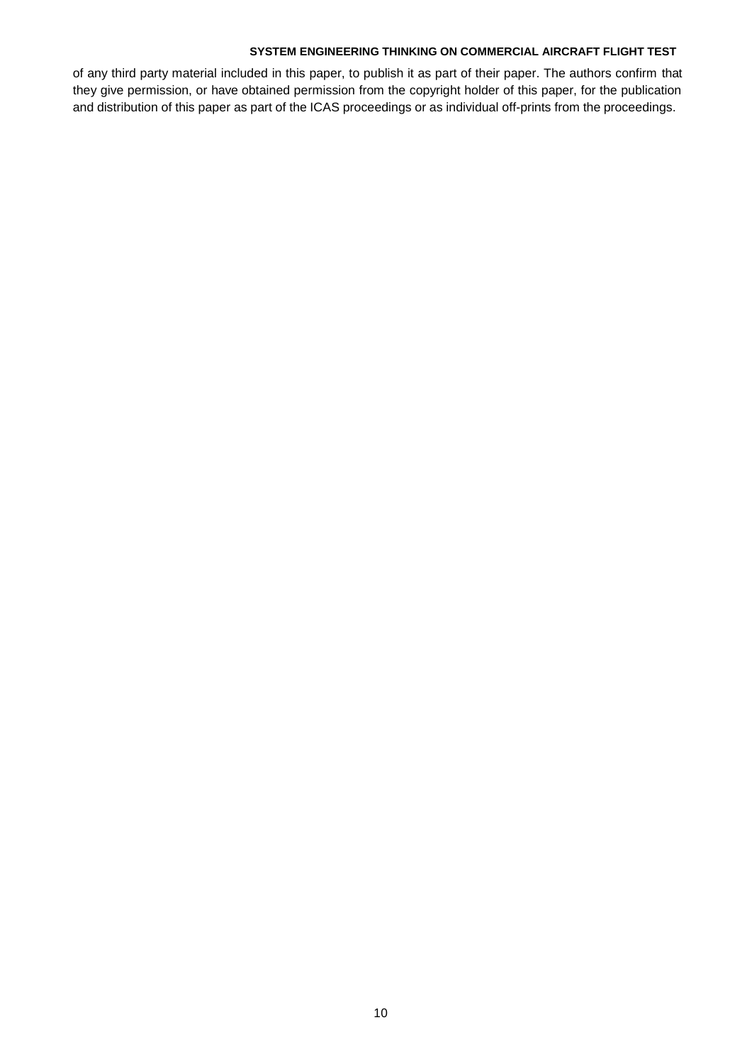of any third party material included in this paper, to publish it as part of their paper. The authors confirm that they give permission, or have obtained permission from the copyright holder of this paper, for the publication and distribution of this paper as part of the ICAS proceedings or as individual off-prints from the proceedings.